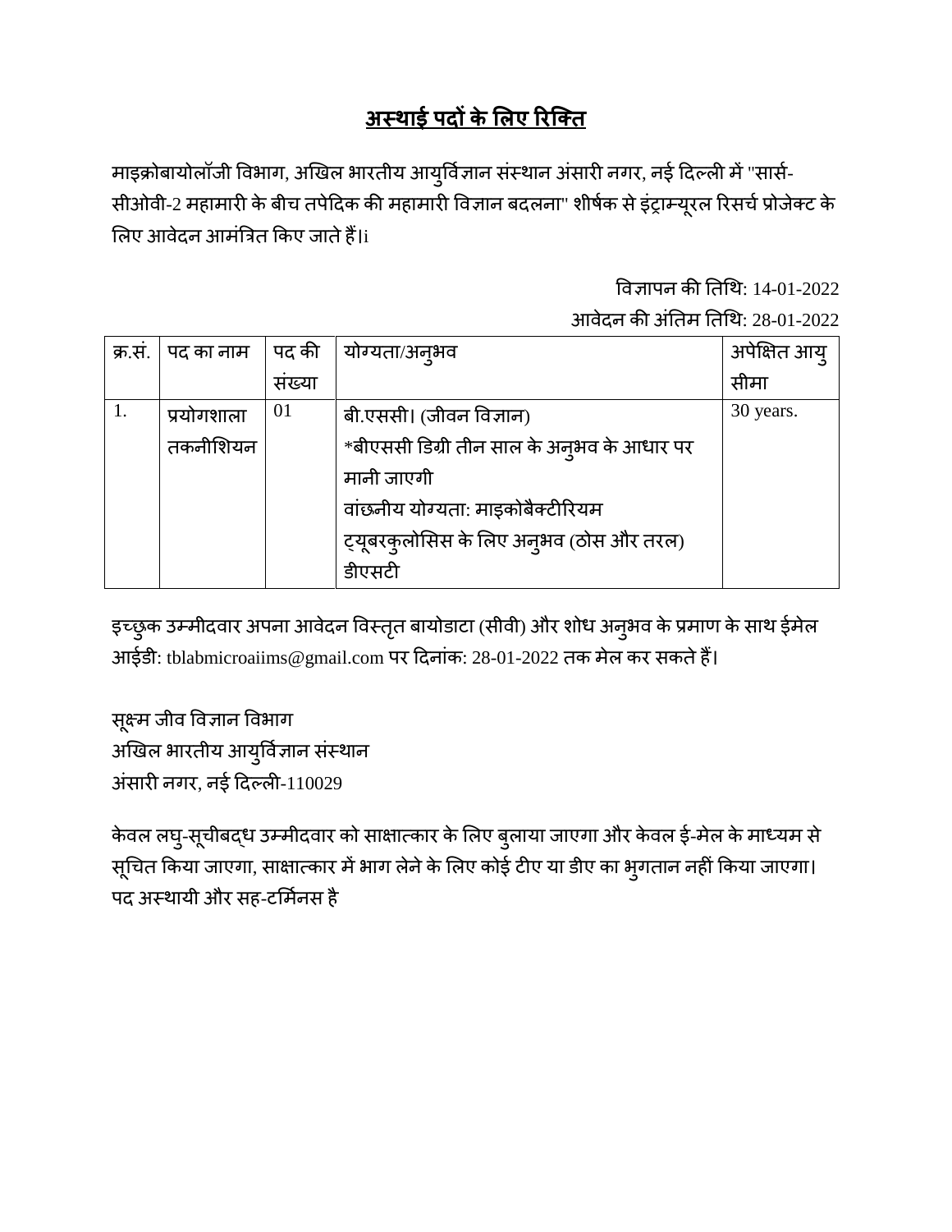# <u>अस्थाई पदों के लिए रिक्ति</u>

माइक्रोबायोलॉजी विभाग, अखिल भारतीय आयुर्विज्ञान संस्थान अंसारी नगर, नई दिल्ली में "सार्स-सीओवी-2 महामारी के बीच तपेदिक की महामारी विज्ञान बदलना" शीर्षक से इंट्राम्यूरल रिसर्च प्रोजेक्ट के लिए आवेदन आमंत्रित किए जाते हैं।i

विज्ञापन की तिथि: 14-01-2022

आवेदन की अंतिम तिथि: 28-01-2022

| क्र.सं. | पद का नाम | पद की संख्या | योग्यता/अनुभव | अपेक्षित आयु सीमा |
|---|---|---|---|---|
| 1. | प्रयोगशाला तकनीशियन | 01 | बी.एससी। (जीवन विज्ञान)<br>*बीएससी डिग्री तीन साल के अनुभव के आधार पर मानी जाएगी<br>वांछनीय योग्यता: माइकोबैक्टीरियम ट्यूबरकुलोसिस के लिए अनुभव (ठोस और तरल) डीएसटी | 30 years. |

इच्छुक उम्मीदवार अपना आवेदन विस्तृत बायोडाटा (सीवी) और शोध अनुभव के प्रमाण के साथ ईमेल आईडी: tblabmicroaiims@gmail.com पर दिनांक: 28-01-2022 तक मेल कर सकते हैं।

सूक्ष्म जीव विज्ञान विभाग
अखिल भारतीय आयुर्विज्ञान संस्थान
अंसारी नगर, नई दिल्ली-110029

केवल लघु-सूचीबद्ध उम्मीदवार को साक्षात्कार के लिए बुलाया जाएगा और केवल ई-मेल के माध्यम से सूचित किया जाएगा, साक्षात्कार में भाग लेने के लिए कोई टीए या डीए का भुगतान नहीं किया जाएगा। पद अस्थायी और सह-टर्मिनस है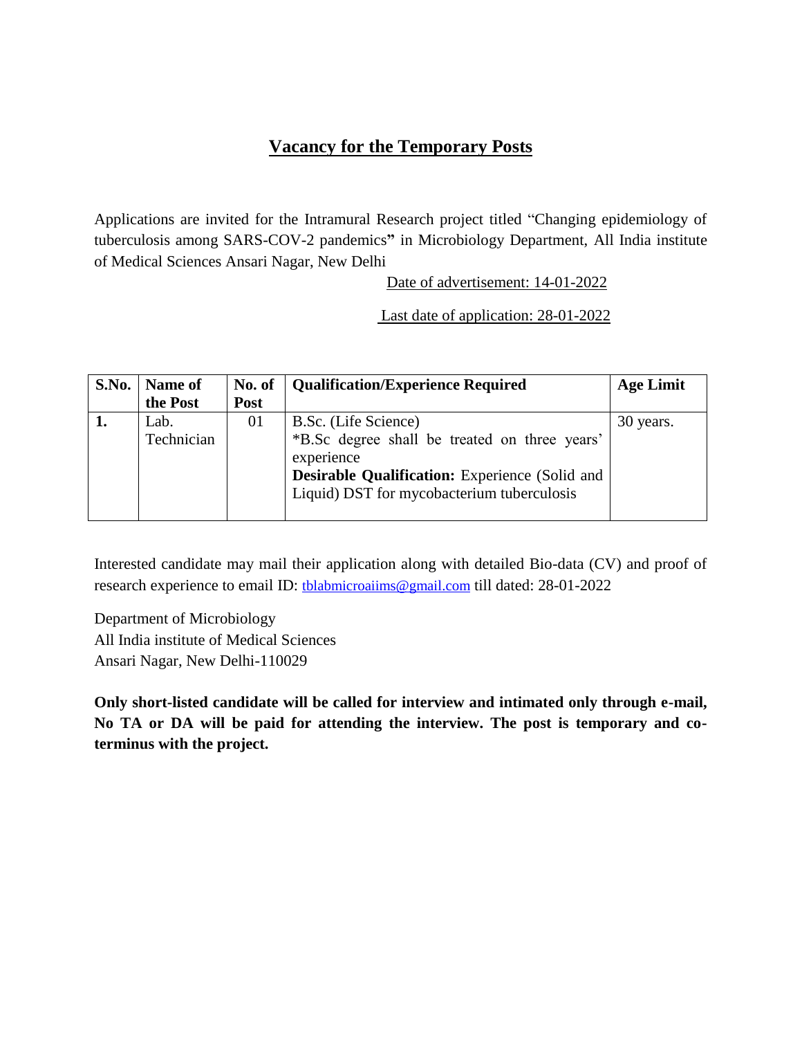# **Vacancy for the Temporary Posts**

Applications are invited for the Intramural Research project titled "Changing epidemiology of tuberculosis among SARS-COV-2 pandemics**"** in Microbiology Department, All India institute of Medical Sciences Ansari Nagar, New Delhi

Date of advertisement: 14-01-2022

Last date of application: 28-01-2022

| **S.No.** | **Name of the Post** | **No. of Post** | **Qualification/Experience Required** | **Age Limit** |
|---|---|---|---|---|
| **1.** | Lab. Technician | 01 | B.Sc. (Life Science)<br>*B.Sc degree shall be treated on three years' experience<br>**Desirable Qualification:** Experience (Solid and Liquid) DST for mycobacterium tuberculosis | 30 years. |

Interested candidate may mail their application along with detailed Bio-data (CV) and proof of research experience to email ID: tblabmicroaiims@gmail.com till dated: 28-01-2022

Department of Microbiology
All India institute of Medical Sciences
Ansari Nagar, New Delhi-110029

**Only short-listed candidate will be called for interview and intimated only through e-mail, No TA or DA will be paid for attending the interview. The post is temporary and co-terminus with the project.**